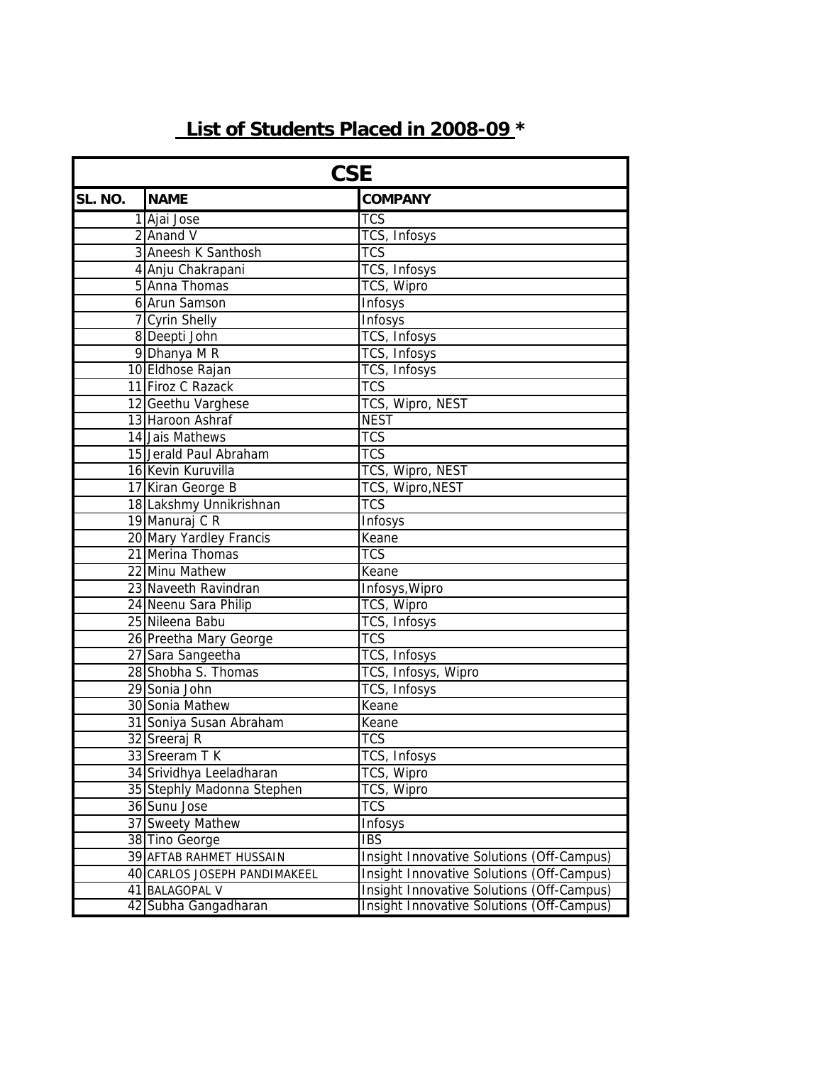# List of Students Placed in 2008-09 *

| CSE | | |
|---|---|---|
| **SL. NO.** | **NAME** | **COMPANY** |
| 1 | Ajai Jose | TCS |
| 2 | Anand V | TCS, Infosys |
| 3 | Aneesh K Santhosh | TCS |
| 4 | Anju Chakrapani | TCS, Infosys |
| 5 | Anna Thomas | TCS, Wipro |
| 6 | Arun Samson | Infosys |
| 7 | Cyrin Shelly | Infosys |
| 8 | Deepti John | TCS, Infosys |
| 9 | Dhanya M R | TCS, Infosys |
| 10 | Eldhose Rajan | TCS, Infosys |
| 11 | Firoz C Razack | TCS |
| 12 | Geethu Varghese | TCS, Wipro, NEST |
| 13 | Haroon Ashraf | NEST |
| 14 | Jais Mathews | TCS |
| 15 | Jerald Paul Abraham | TCS |
| 16 | Kevin Kuruvilla | TCS, Wipro, NEST |
| 17 | Kiran George B | TCS, Wipro,NEST |
| 18 | Lakshmy Unnikrishnan | TCS |
| 19 | Manuraj C R | Infosys |
| 20 | Mary Yardley Francis | Keane |
| 21 | Merina Thomas | TCS |
| 22 | Minu Mathew | Keane |
| 23 | Naveeth Ravindran | Infosys,Wipro |
| 24 | Neenu Sara Philip | TCS, Wipro |
| 25 | Nileena Babu | TCS, Infosys |
| 26 | Preetha Mary George | TCS |
| 27 | Sara Sangeetha | TCS, Infosys |
| 28 | Shobha S. Thomas | TCS, Infosys, Wipro |
| 29 | Sonia John | TCS, Infosys |
| 30 | Sonia Mathew | Keane |
| 31 | Soniya Susan Abraham | Keane |
| 32 | Sreeraj R | TCS |
| 33 | Sreeram T K | TCS, Infosys |
| 34 | Srividhya Leeladharan | TCS, Wipro |
| 35 | Stephly Madonna Stephen | TCS, Wipro |
| 36 | Sunu Jose | TCS |
| 37 | Sweety Mathew | Infosys |
| 38 | Tino George | IBS |
| 39 | AFTAB RAHMET HUSSAIN | Insight Innovative Solutions (Off-Campus) |
| 40 | CARLOS JOSEPH PANDIMAKEEL | Insight Innovative Solutions (Off-Campus) |
| 41 | BALAGOPAL V | Insight Innovative Solutions (Off-Campus) |
| 42 | Subha Gangadharan | Insight Innovative Solutions (Off-Campus) |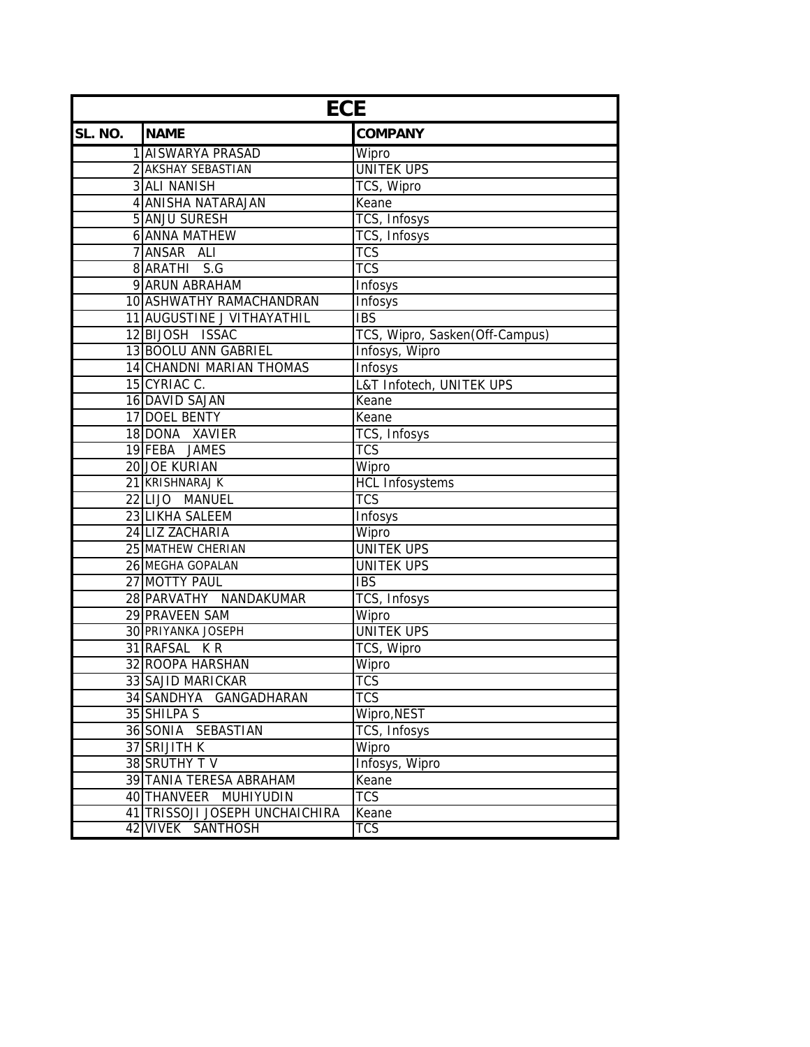| ECE | | |
|---|---|---|
| SL. NO. | NAME | COMPANY |
| 1 | AISWARYA PRASAD | Wipro |
| 2 | AKSHAY SEBASTIAN | UNITEK UPS |
| 3 | ALI NANISH | TCS, Wipro |
| 4 | ANISHA NATARAJAN | Keane |
| 5 | ANJU SURESH | TCS, Infosys |
| 6 | ANNA MATHEW | TCS, Infosys |
| 7 | ANSAR ALI | TCS |
| 8 | ARATHI S.G | TCS |
| 9 | ARUN ABRAHAM | Infosys |
| 10 | ASHWATHY RAMACHANDRAN | Infosys |
| 11 | AUGUSTINE J VITHAYATHIL | IBS |
| 12 | BIJOSH ISSAC | TCS, Wipro, Sasken(Off-Campus) |
| 13 | BOOLU ANN GABRIEL | Infosys, Wipro |
| 14 | CHANDNI MARIAN THOMAS | Infosys |
| 15 | CYRIAC C. | L&T Infotech, UNITEK UPS |
| 16 | DAVID SAJAN | Keane |
| 17 | DOEL BENTY | Keane |
| 18 | DONA XAVIER | TCS, Infosys |
| 19 | FEBA JAMES | TCS |
| 20 | JOE KURIAN | Wipro |
| 21 | KRISHNARAJ K | HCL Infosystems |
| 22 | LIJO MANUEL | TCS |
| 23 | LIKHA SALEEM | Infosys |
| 24 | LIZ ZACHARIA | Wipro |
| 25 | MATHEW CHERIAN | UNITEK UPS |
| 26 | MEGHA GOPALAN | UNITEK UPS |
| 27 | MOTTY PAUL | IBS |
| 28 | PARVATHY NANDAKUMAR | TCS, Infosys |
| 29 | PRAVEEN SAM | Wipro |
| 30 | PRIYANKA JOSEPH | UNITEK UPS |
| 31 | RAFSAL K R | TCS, Wipro |
| 32 | ROOPA HARSHAN | Wipro |
| 33 | SAJID MARICKAR | TCS |
| 34 | SANDHYA GANGADHARAN | TCS |
| 35 | SHILPA S | Wipro,NEST |
| 36 | SONIA SEBASTIAN | TCS, Infosys |
| 37 | SRIJITH K | Wipro |
| 38 | SRUTHY T V | Infosys, Wipro |
| 39 | TANIA TERESA ABRAHAM | Keane |
| 40 | THANVEER MUHIYUDIN | TCS |
| 41 | TRISSOJI JOSEPH UNCHAICHIRA | Keane |
| 42 | VIVEK SANTHOSH | TCS |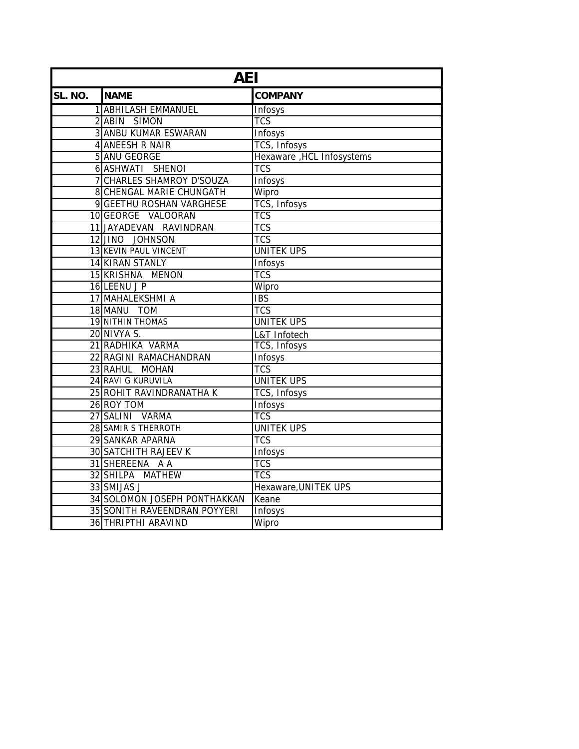| AEI | | |
|---|---|---|
| **SL. NO.** | **NAME** | **COMPANY** |
| 1 | ABHILASH EMMANUEL | Infosys |
| 2 | ABIN SIMON | TCS |
| 3 | ANBU KUMAR ESWARAN | Infosys |
| 4 | ANEESH R NAIR | TCS, Infosys |
| 5 | ANU GEORGE | Hexaware ,HCL Infosystems |
| 6 | ASHWATI SHENOI | TCS |
| 7 | CHARLES SHAMROY D'SOUZA | Infosys |
| 8 | CHENGAL MARIE CHUNGATH | Wipro |
| 9 | GEETHU ROSHAN VARGHESE | TCS, Infosys |
| 10 | GEORGE VALOORAN | TCS |
| 11 | JAYADEVAN RAVINDRAN | TCS |
| 12 | JINO JOHNSON | TCS |
| 13 | KEVIN PAUL VINCENT | UNITEK UPS |
| 14 | KIRAN STANLY | Infosys |
| 15 | KRISHNA MENON | TCS |
| 16 | LEENU J P | Wipro |
| 17 | MAHALEKSHMI A | IBS |
| 18 | MANU TOM | TCS |
| 19 | NITHIN THOMAS | UNITEK UPS |
| 20 | NIVYA S. | L&T Infotech |
| 21 | RADHIKA VARMA | TCS, Infosys |
| 22 | RAGINI RAMACHANDRAN | Infosys |
| 23 | RAHUL MOHAN | TCS |
| 24 | RAVI G KURUVILA | UNITEK UPS |
| 25 | ROHIT RAVINDRANATHA K | TCS, Infosys |
| 26 | ROY TOM | Infosys |
| 27 | SALINI VARMA | TCS |
| 28 | SAMIR S THERROTH | UNITEK UPS |
| 29 | SANKAR APARNA | TCS |
| 30 | SATCHITH RAJEEV K | Infosys |
| 31 | SHEREENA A A | TCS |
| 32 | SHILPA MATHEW | TCS |
| 33 | SMIJAS J | Hexaware,UNITEK UPS |
| 34 | SOLOMON JOSEPH PONTHAKKAN | Keane |
| 35 | SONITH RAVEENDRAN POYYERI | Infosys |
| 36 | THRIPTHI ARAVIND | Wipro |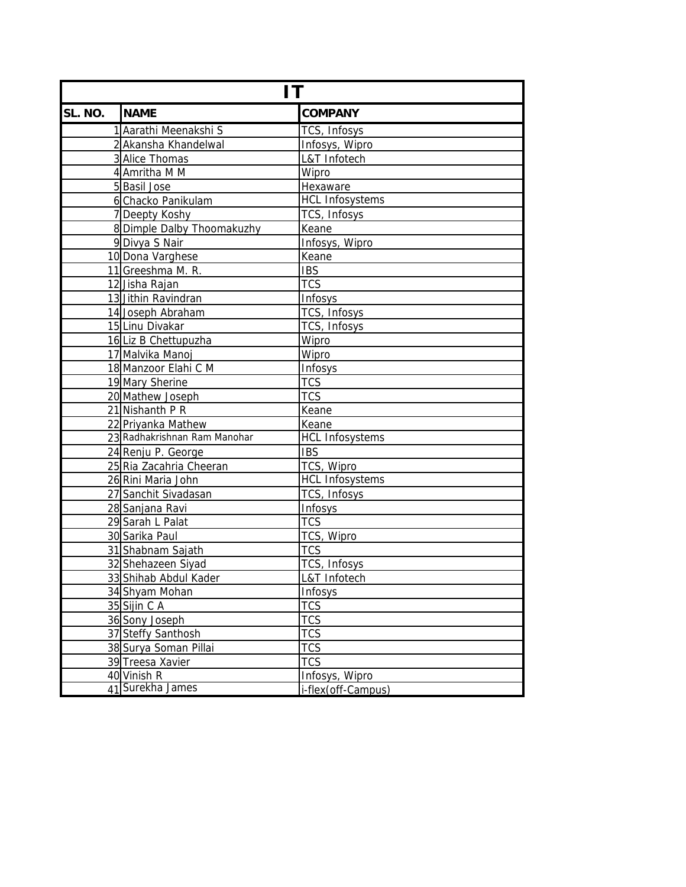| IT | | |
|---|---|---|
| SL. NO. | NAME | COMPANY |
| 1 | Aarathi Meenakshi S | TCS, Infosys |
| 2 | Akansha Khandelwal | Infosys, Wipro |
| 3 | Alice Thomas | L&T Infotech |
| 4 | Amritha M M | Wipro |
| 5 | Basil Jose | Hexaware |
| 6 | Chacko Panikulam | HCL Infosystems |
| 7 | Deepty Koshy | TCS, Infosys |
| 8 | Dimple Dalby Thoomakuzhy | Keane |
| 9 | Divya S Nair | Infosys, Wipro |
| 10 | Dona Varghese | Keane |
| 11 | Greeshma M. R. | IBS |
| 12 | Jisha Rajan | TCS |
| 13 | Jithin Ravindran | Infosys |
| 14 | Joseph Abraham | TCS, Infosys |
| 15 | Linu Divakar | TCS, Infosys |
| 16 | Liz B Chettupuzha | Wipro |
| 17 | Malvika Manoj | Wipro |
| 18 | Manzoor Elahi C M | Infosys |
| 19 | Mary Sherine | TCS |
| 20 | Mathew Joseph | TCS |
| 21 | Nishanth P R | Keane |
| 22 | Priyanka Mathew | Keane |
| 23 | Radhakrishnan Ram Manohar | HCL Infosystems |
| 24 | Renju P. George | IBS |
| 25 | Ria Zacahria Cheeran | TCS, Wipro |
| 26 | Rini Maria John | HCL Infosystems |
| 27 | Sanchit Sivadasan | TCS, Infosys |
| 28 | Sanjana Ravi | Infosys |
| 29 | Sarah L Palat | TCS |
| 30 | Sarika Paul | TCS, Wipro |
| 31 | Shabnam Sajath | TCS |
| 32 | Shehazeen Siyad | TCS, Infosys |
| 33 | Shihab Abdul Kader | L&T Infotech |
| 34 | Shyam Mohan | Infosys |
| 35 | Sijin C A | TCS |
| 36 | Sony Joseph | TCS |
| 37 | Steffy Santhosh | TCS |
| 38 | Surya Soman Pillai | TCS |
| 39 | Treesa Xavier | TCS |
| 40 | Vinish R | Infosys, Wipro |
| 41 | Surekha James | i-flex(off-Campus) |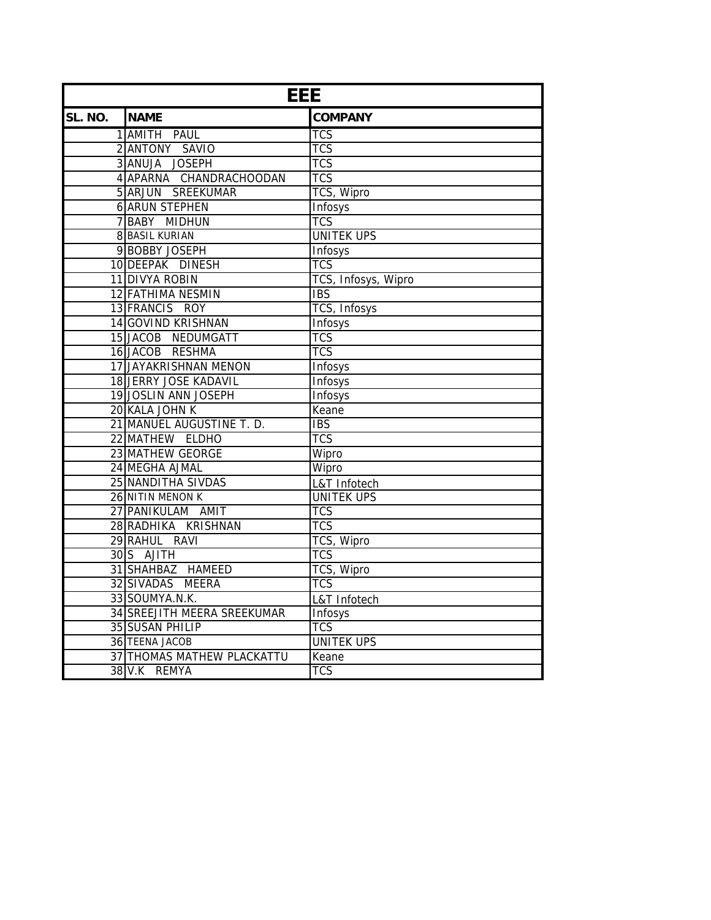| EEE | | |
|---|---|---|
| **SL. NO.** | **NAME** | **COMPANY** |
| 1 | AMITH PAUL | TCS |
| 2 | ANTONY SAVIO | TCS |
| 3 | ANUJA JOSEPH | TCS |
| 4 | APARNA CHANDRACHOODAN | TCS |
| 5 | ARJUN SREEKUMAR | TCS, Wipro |
| 6 | ARUN STEPHEN | Infosys |
| 7 | BABY MIDHUN | TCS |
| 8 | BASIL KURIAN | UNITEK UPS |
| 9 | BOBBY JOSEPH | Infosys |
| 10 | DEEPAK DINESH | TCS |
| 11 | DIVYA ROBIN | TCS, Infosys, Wipro |
| 12 | FATHIMA NESMIN | IBS |
| 13 | FRANCIS ROY | TCS, Infosys |
| 14 | GOVIND KRISHNAN | Infosys |
| 15 | JACOB NEDUMGATT | TCS |
| 16 | JACOB RESHMA | TCS |
| 17 | JAYAKRISHNAN MENON | Infosys |
| 18 | JERRY JOSE KADAVIL | Infosys |
| 19 | JOSLIN ANN JOSEPH | Infosys |
| 20 | KALA JOHN K | Keane |
| 21 | MANUEL AUGUSTINE T. D. | IBS |
| 22 | MATHEW ELDHO | TCS |
| 23 | MATHEW GEORGE | Wipro |
| 24 | MEGHA AJMAL | Wipro |
| 25 | NANDITHA SIVDAS | L&T Infotech |
| 26 | NITIN MENON K | UNITEK UPS |
| 27 | PANIKULAM AMIT | TCS |
| 28 | RADHIKA KRISHNAN | TCS |
| 29 | RAHUL RAVI | TCS, Wipro |
| 30 | S AJITH | TCS |
| 31 | SHAHBAZ HAMEED | TCS, Wipro |
| 32 | SIVADAS MEERA | TCS |
| 33 | SOUMYA.N.K. | L&T Infotech |
| 34 | SREEJITH MEERA SREEKUMAR | Infosys |
| 35 | SUSAN PHILIP | TCS |
| 36 | TEENA JACOB | UNITEK UPS |
| 37 | THOMAS MATHEW PLACKATTU | Keane |
| 38 | V.K REMYA | TCS |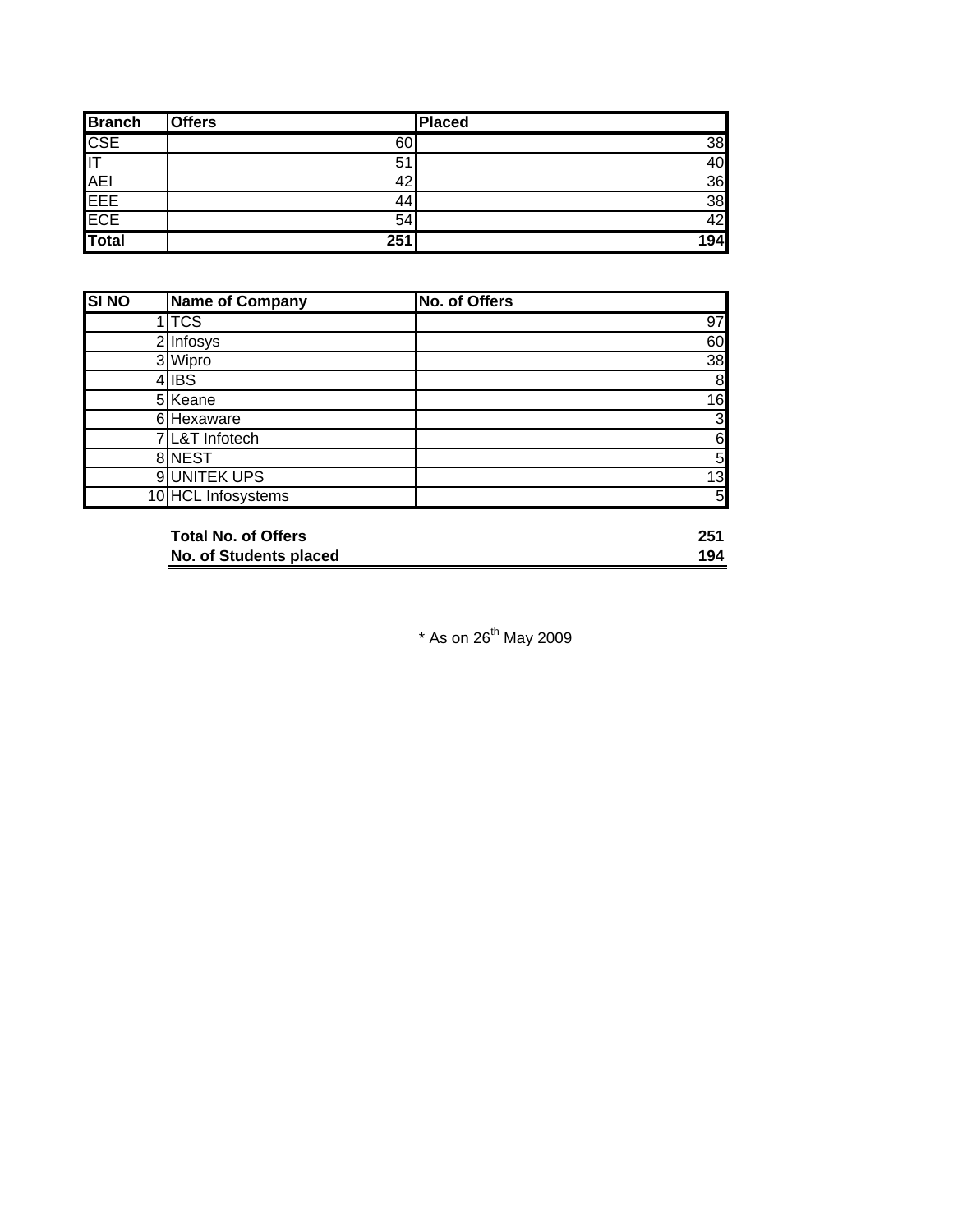| Branch | Offers | Placed |
|---|---|---|
| CSE | 60 | 38 |
| IT | 51 | 40 |
| AEI | 42 | 36 |
| EEE | 44 | 38 |
| ECE | 54 | 42 |
| **Total** | **251** | **194** |

| SI NO | Name of Company | No. of Offers |
|---|---|---|
| 1 | TCS | 97 |
| 2 | Infosys | 60 |
| 3 | Wipro | 38 |
| 4 | IBS | 8 |
| 5 | Keane | 16 |
| 6 | Hexaware | 3 |
| 7 | L&T Infotech | 6 |
| 8 | NEST | 5 |
| 9 | UNITEK UPS | 13 |
| 10 | HCL Infosystems | 5 |

| | |
|---|---|
| **Total No. of Offers** | **251** |
| **No. of Students placed** | **194** |

* As on 26th May 2009